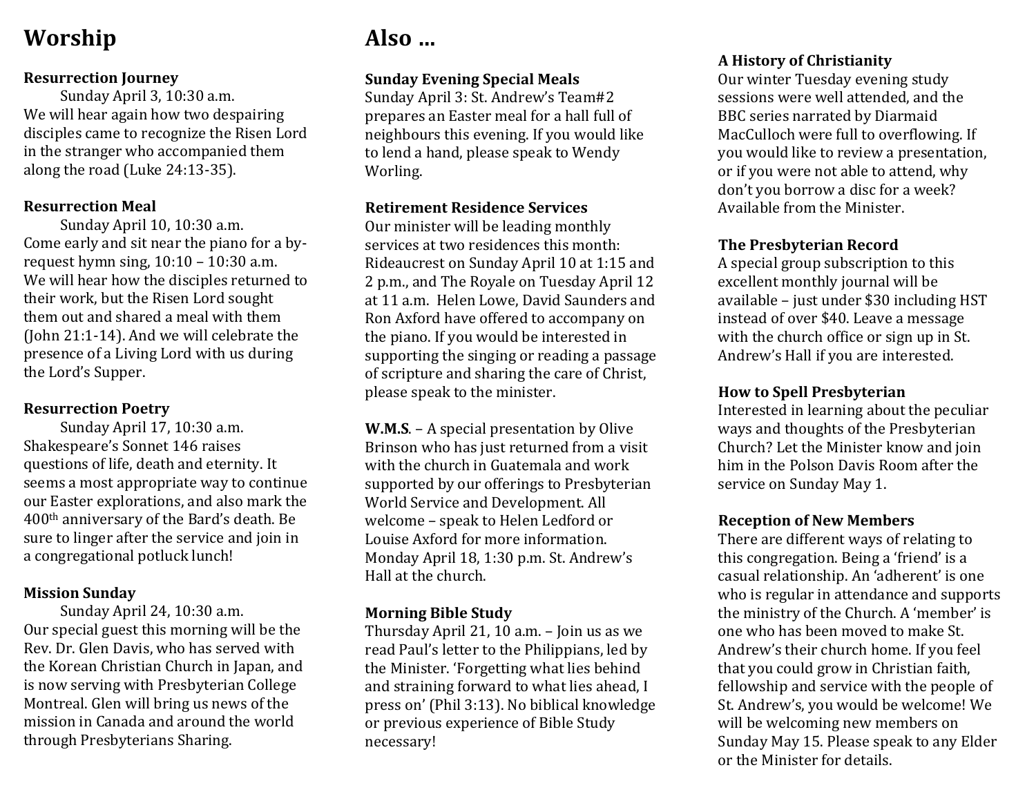# Worship

**Resurrection Journey**

Sunday April 3, 10:30 a.m.
We will hear again how two despairing disciples came to recognize the Risen Lord in the stranger who accompanied them along the road (Luke 24:13-35).

**Resurrection Meal**

Sunday April 10, 10:30 a.m.
Come early and sit near the piano for a by-request hymn sing, 10:10 – 10:30 a.m. We will hear how the disciples returned to their work, but the Risen Lord sought them out and shared a meal with them (John 21:1-14). And we will celebrate the presence of a Living Lord with us during the Lord's Supper.

**Resurrection Poetry**

Sunday April 17, 10:30 a.m.
Shakespeare's Sonnet 146 raises questions of life, death and eternity. It seems a most appropriate way to continue our Easter explorations, and also mark the 400th anniversary of the Bard's death. Be sure to linger after the service and join in a congregational potluck lunch!

**Mission Sunday**

Sunday April 24, 10:30 a.m.
Our special guest this morning will be the Rev. Dr. Glen Davis, who has served with the Korean Christian Church in Japan, and is now serving with Presbyterian College Montreal. Glen will bring us news of the mission in Canada and around the world through Presbyterians Sharing.

# Also ...

**Sunday Evening Special Meals**

Sunday April 3: St. Andrew's Team#2 prepares an Easter meal for a hall full of neighbours this evening. If you would like to lend a hand, please speak to Wendy Worling.

**Retirement Residence Services**

Our minister will be leading monthly services at two residences this month: Rideaucrest on Sunday April 10 at 1:15 and 2 p.m., and The Royale on Tuesday April 12 at 11 a.m. Helen Lowe, David Saunders and Ron Axford have offered to accompany on the piano. If you would be interested in supporting the singing or reading a passage of scripture and sharing the care of Christ, please speak to the minister.

**W.M.S**. – A special presentation by Olive Brinson who has just returned from a visit with the church in Guatemala and work supported by our offerings to Presbyterian World Service and Development. All welcome – speak to Helen Ledford or Louise Axford for more information. Monday April 18, 1:30 p.m. St. Andrew's Hall at the church.

**Morning Bible Study**

Thursday April 21, 10 a.m. – Join us as we read Paul's letter to the Philippians, led by the Minister. 'Forgetting what lies behind and straining forward to what lies ahead, I press on' (Phil 3:13). No biblical knowledge or previous experience of Bible Study necessary!

**A History of Christianity**

Our winter Tuesday evening study sessions were well attended, and the BBC series narrated by Diarmaid MacCulloch were full to overflowing. If you would like to review a presentation, or if you were not able to attend, why don't you borrow a disc for a week? Available from the Minister.

**The Presbyterian Record**

A special group subscription to this excellent monthly journal will be available – just under $30 including HST instead of over $40. Leave a message with the church office or sign up in St. Andrew's Hall if you are interested.

**How to Spell Presbyterian**

Interested in learning about the peculiar ways and thoughts of the Presbyterian Church? Let the Minister know and join him in the Polson Davis Room after the service on Sunday May 1.

**Reception of New Members**

There are different ways of relating to this congregation. Being a 'friend' is a casual relationship. An 'adherent' is one who is regular in attendance and supports the ministry of the Church. A 'member' is one who has been moved to make St. Andrew's their church home. If you feel that you could grow in Christian faith, fellowship and service with the people of St. Andrew's, you would be welcome! We will be welcoming new members on Sunday May 15. Please speak to any Elder or the Minister for details.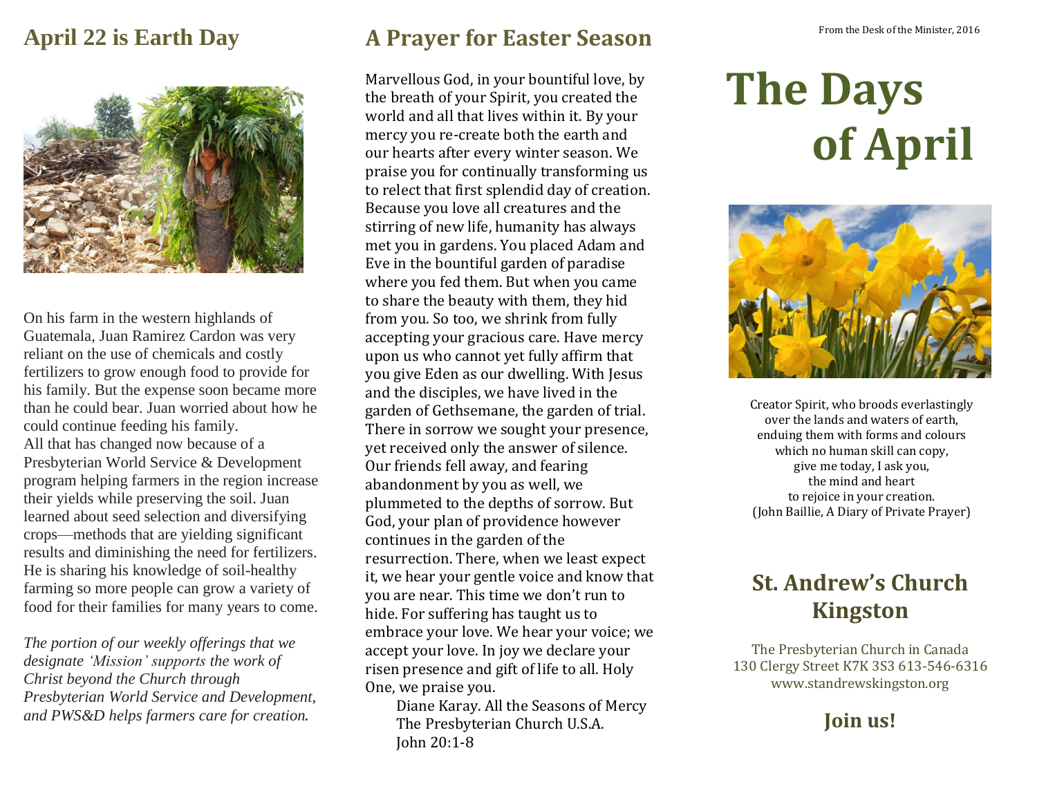## April 22 is Earth Day

On his farm in the western highlands of Guatemala, Juan Ramirez Cardon was very reliant on the use of chemicals and costly fertilizers to grow enough food to provide for his family. But the expense soon became more than he could bear. Juan worried about how he could continue feeding his family.
All that has changed now because of a Presbyterian World Service & Development program helping farmers in the region increase their yields while preserving the soil. Juan learned about seed selection and diversifying crops—methods that are yielding significant results and diminishing the need for fertilizers. He is sharing his knowledge of soil-healthy farming so more people can grow a variety of food for their families for many years to come.

*The portion of our weekly offerings that we designate 'Mission' supports the work of Christ beyond the Church through Presbyterian World Service and Development, and PWS&D helps farmers care for creation.*

## A Prayer for Easter Season

Marvellous God, in your bountiful love, by the breath of your Spirit, you created the world and all that lives within it. By your mercy you re-create both the earth and our hearts after every winter season. We praise you for continually transforming us to relect that first splendid day of creation. Because you love all creatures and the stirring of new life, humanity has always met you in gardens. You placed Adam and Eve in the bountiful garden of paradise where you fed them. But when you came to share the beauty with them, they hid from you. So too, we shrink from fully accepting your gracious care. Have mercy upon us who cannot yet fully affirm that you give Eden as our dwelling. With Jesus and the disciples, we have lived in the garden of Gethsemane, the garden of trial. There in sorrow we sought your presence, yet received only the answer of silence. Our friends fell away, and fearing abandonment by you as well, we plummeted to the depths of sorrow. But God, your plan of providence however continues in the garden of the resurrection. There, when we least expect it, we hear your gentle voice and know that you are near. This time we don't run to hide. For suffering has taught us to embrace your love. We hear your voice; we accept your love. In joy we declare your risen presence and gift of life to all. Holy One, we praise you.

Diane Karay. All the Seasons of Mercy
The Presbyterian Church U.S.A.
John 20:1-8

From the Desk of the Minister, 2016

# The Days of April

Creator Spirit, who broods everlastingly
over the lands and waters of earth,
enduing them with forms and colours
which no human skill can copy,
give me today, I ask you,
the mind and heart
to rejoice in your creation.
(John Baillie, A Diary of Private Prayer)

## St. Andrew's Church Kingston

The Presbyterian Church in Canada
130 Clergy Street K7K 3S3 613-546-6316
www.standrewskingston.org

**Join us!**